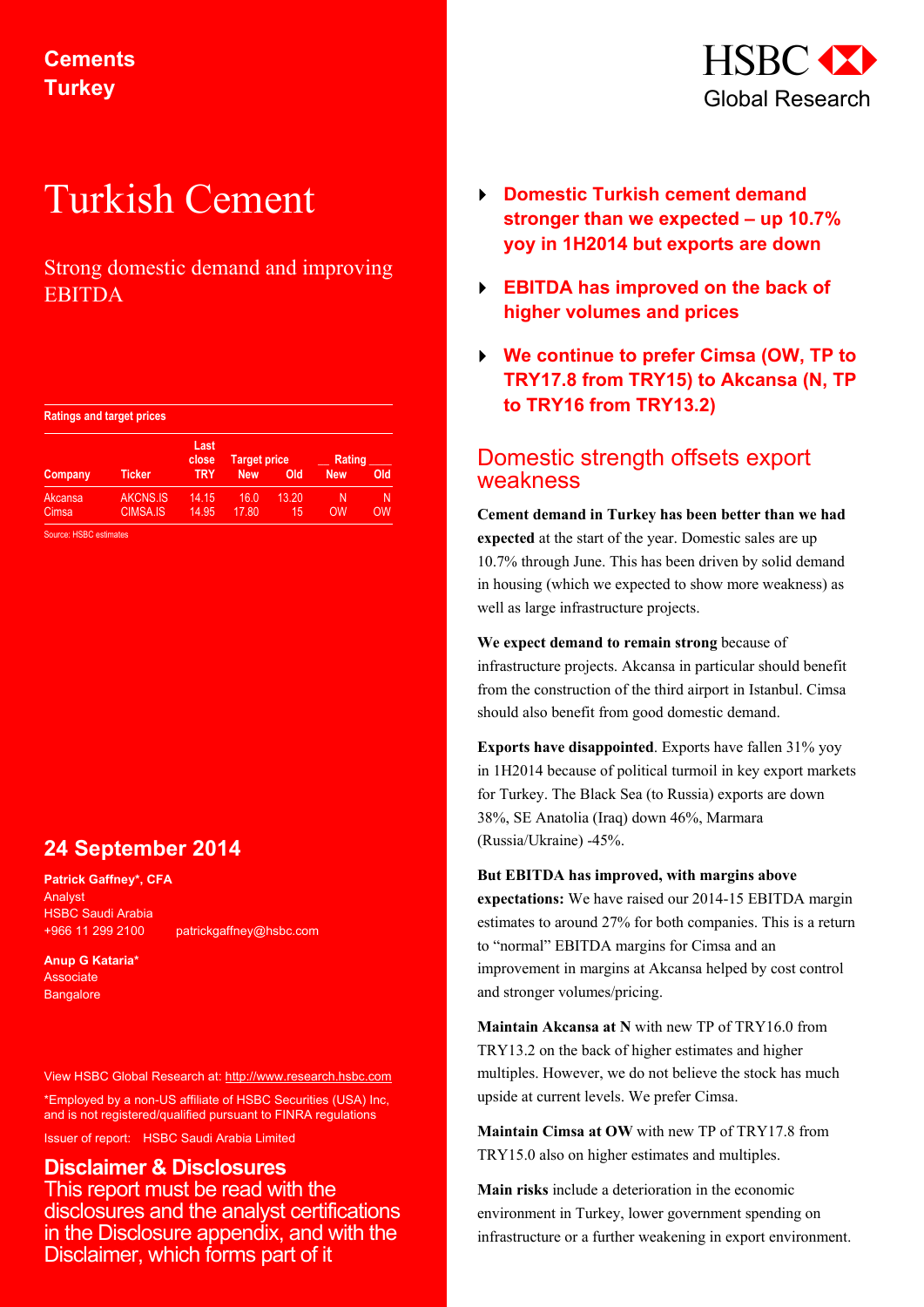Cements
Turkey

HSBC Global Research

# Turkish Cement

## Strong domestic demand and improving EBITDA

**Ratings and target prices**

| Company | Ticker | Last close TRY | Target price New | Target price Old | Rating New | Rating Old |
|---|---|---|---|---|---|---|
| Akcansa | AKCNS.IS | 14.15 | 16.0 | 13.20 | N | N |
| Cimsa | CIMSA.IS | 14.95 | 17.80 | 15 | OW | OW |

Source: HSBC estimates

**24 September 2014**

**Patrick Gaffney\*, CFA**
Analyst
HSBC Saudi Arabia
+966 11 299 2100 patrickgaffney@hsbc.com

**Anup G Kataria\***
Associate
Bangalore

View HSBC Global Research at: http://www.research.hsbc.com

\*Employed by a non-US affiliate of HSBC Securities (USA) Inc, and is not registered/qualified pursuant to FINRA regulations

Issuer of report: HSBC Saudi Arabia Limited

**Disclaimer & Disclosures**
This report must be read with the disclosures and the analyst certifications in the Disclosure appendix, and with the Disclaimer, which forms part of it

- **Domestic Turkish cement demand stronger than we expected – up 10.7% yoy in 1H2014 but exports are down**
- **EBITDA has improved on the back of higher volumes and prices**
- **We continue to prefer Cimsa (OW, TP to TRY17.8 from TRY15) to Akcansa (N, TP to TRY16 from TRY13.2)**

## Domestic strength offsets export weakness

**Cement demand in Turkey has been better than we had expected** at the start of the year. Domestic sales are up 10.7% through June. This has been driven by solid demand in housing (which we expected to show more weakness) as well as large infrastructure projects.

**We expect demand to remain strong** because of infrastructure projects. Akcansa in particular should benefit from the construction of the third airport in Istanbul. Cimsa should also benefit from good domestic demand.

**Exports have disappointed**. Exports have fallen 31% yoy in 1H2014 because of political turmoil in key export markets for Turkey. The Black Sea (to Russia) exports are down 38%, SE Anatolia (Iraq) down 46%, Marmara (Russia/Ukraine) -45%.

**But EBITDA has improved, with margins above expectations:** We have raised our 2014-15 EBITDA margin estimates to around 27% for both companies. This is a return to "normal" EBITDA margins for Cimsa and an improvement in margins at Akcansa helped by cost control and stronger volumes/pricing.

**Maintain Akcansa at N** with new TP of TRY16.0 from TRY13.2 on the back of higher estimates and higher multiples. However, we do not believe the stock has much upside at current levels. We prefer Cimsa.

**Maintain Cimsa at OW** with new TP of TRY17.8 from TRY15.0 also on higher estimates and multiples.

**Main risks** include a deterioration in the economic environment in Turkey, lower government spending on infrastructure or a further weakening in export environment.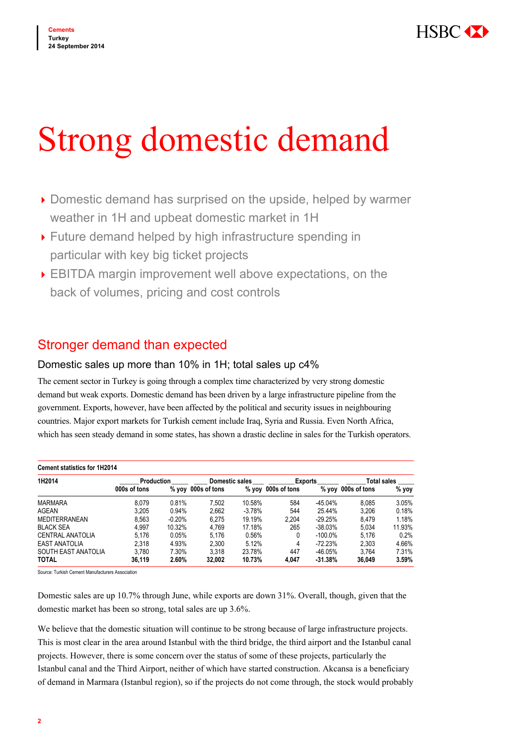# Strong domestic demand

- Domestic demand has surprised on the upside, helped by warmer weather in 1H and upbeat domestic market in 1H
- Future demand helped by high infrastructure spending in particular with key big ticket projects
- EBITDA margin improvement well above expectations, on the back of volumes, pricing and cost controls

## Stronger demand than expected

### Domestic sales up more than 10% in 1H; total sales up c4%

The cement sector in Turkey is going through a complex time characterized by very strong domestic demand but weak exports. Domestic demand has been driven by a large infrastructure pipeline from the government. Exports, however, have been affected by the political and security issues in neighbouring countries. Major export markets for Turkish cement include Iraq, Syria and Russia. Even North Africa, which has seen steady demand in some states, has shown a drastic decline in sales for the Turkish operators.

**Cement statistics for 1H2014**

| 1H2014 | Production | | Domestic sales | | Exports | | Total sales | |
|---|---|---|---|---|---|---|---|---|
| | 000s of tons | % yoy | 000s of tons | % yoy | 000s of tons | % yoy | 000s of tons | % yoy |
| MARMARA | 8,079 | 0.81% | 7,502 | 10.58% | 584 | -45.04% | 8,085 | 3.05% |
| AGEAN | 3,205 | 0.94% | 2,662 | -3.78% | 544 | 25.44% | 3,206 | 0.18% |
| MEDITERRANEAN | 8,563 | -0.20% | 6,275 | 19.19% | 2,204 | -29.25% | 8,479 | 1.18% |
| BLACK SEA | 4,997 | 10.32% | 4,769 | 17.18% | 265 | -38.03% | 5,034 | 11.93% |
| CENTRAL ANATOLIA | 5,176 | 0.05% | 5,176 | 0.56% | 0 | -100.0% | 5,176 | 0.2% |
| EAST ANATOLIA | 2,318 | 4.93% | 2,300 | 5.12% | 4 | -72.23% | 2,303 | 4.66% |
| SOUTH EAST ANATOLIA | 3,780 | 7.30% | 3,318 | 23.78% | 447 | -46.05% | 3,764 | 7.31% |
| **TOTAL** | **36,119** | **2.60%** | **32,002** | **10.73%** | **4,047** | **-31.38%** | **36,049** | **3.59%** |

Source: Turkish Cement Manufacturers Association

Domestic sales are up 10.7% through June, while exports are down 31%. Overall, though, given that the domestic market has been so strong, total sales are up 3.6%.

We believe that the domestic situation will continue to be strong because of large infrastructure projects. This is most clear in the area around Istanbul with the third bridge, the third airport and the Istanbul canal projects. However, there is some concern over the status of some of these projects, particularly the Istanbul canal and the Third Airport, neither of which have started construction. Akcansa is a beneficiary of demand in Marmara (Istanbul region), so if the projects do not come through, the stock would probably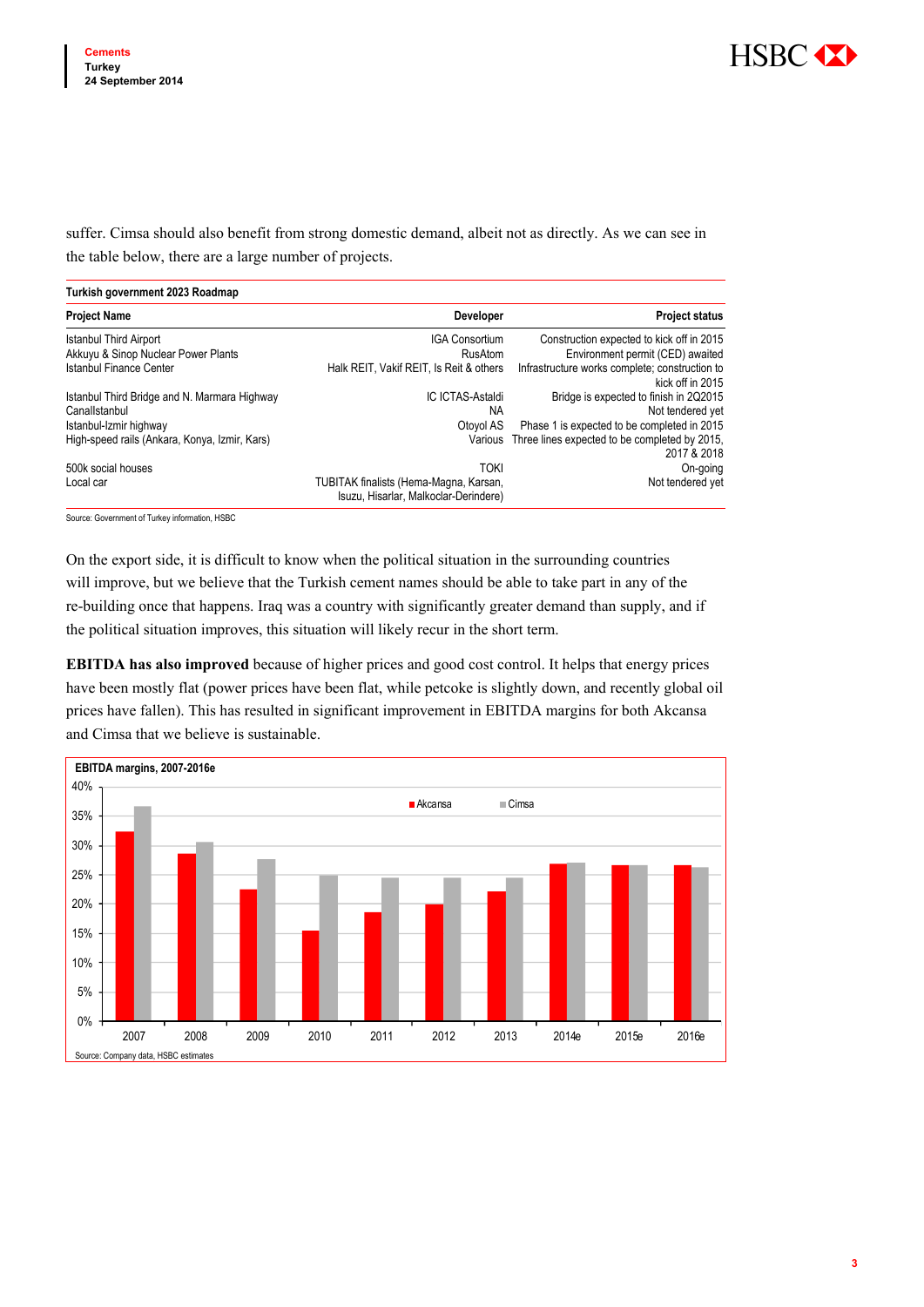suffer. Cimsa should also benefit from strong domestic demand, albeit not as directly. As we can see in the table below, there are a large number of projects.

**Turkish government 2023 Roadmap**

| Project Name | Developer | Project status |
|---|---|---|
| Istanbul Third Airport | IGA Consortium | Construction expected to kick off in 2015 |
| Akkuyu & Sinop Nuclear Power Plants | RusAtom | Environment permit (CED) awaited |
| Istanbul Finance Center | Halk REIT, Vakif REIT, Is Reit & others | Infrastructure works complete; construction to kick off in 2015 |
| Istanbul Third Bridge and N. Marmara Highway | IC ICTAS-Astaldi | Bridge is expected to finish in 2Q2015 |
| CanalIstanbul | NA | Not tendered yet |
| Istanbul-Izmir highway | Otoyol AS | Phase 1 is expected to be completed in 2015 |
| High-speed rails (Ankara, Konya, Izmir, Kars) | Various | Three lines expected to be completed by 2015, 2017 & 2018 |
| 500k social houses | TOKI | On-going |
| Local car | TUBITAK finalists (Hema-Magna, Karsan, Isuzu, Hisarlar, Malkoclar-Derindere) | Not tendered yet |

Source: Government of Turkey information, HSBC

On the export side, it is difficult to know when the political situation in the surrounding countries will improve, but we believe that the Turkish cement names should be able to take part in any of the re-building once that happens. Iraq was a country with significantly greater demand than supply, and if the political situation improves, this situation will likely recur in the short term.

**EBITDA has also improved** because of higher prices and good cost control. It helps that energy prices have been mostly flat (power prices have been flat, while petcoke is slightly down, and recently global oil prices have fallen). This has resulted in significant improvement in EBITDA margins for both Akcansa and Cimsa that we believe is sustainable.

**EBITDA margins, 2007-2016e**

Source: Company data, HSBC estimates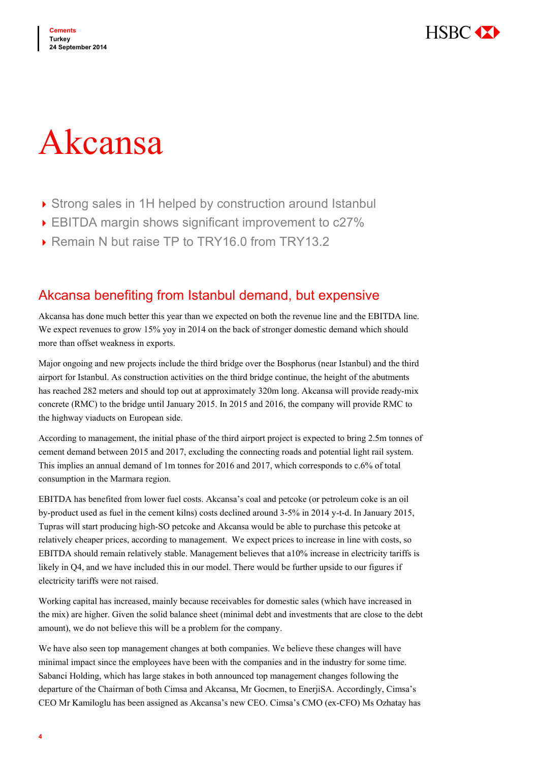# Akcansa

- Strong sales in 1H helped by construction around Istanbul
- EBITDA margin shows significant improvement to c27%
- Remain N but raise TP to TRY16.0 from TRY13.2

## Akcansa benefiting from Istanbul demand, but expensive

Akcansa has done much better this year than we expected on both the revenue line and the EBITDA line. We expect revenues to grow 15% yoy in 2014 on the back of stronger domestic demand which should more than offset weakness in exports.

Major ongoing and new projects include the third bridge over the Bosphorus (near Istanbul) and the third airport for Istanbul. As construction activities on the third bridge continue, the height of the abutments has reached 282 meters and should top out at approximately 320m long. Akcansa will provide ready-mix concrete (RMC) to the bridge until January 2015. In 2015 and 2016, the company will provide RMC to the highway viaducts on European side.

According to management, the initial phase of the third airport project is expected to bring 2.5m tonnes of cement demand between 2015 and 2017, excluding the connecting roads and potential light rail system. This implies an annual demand of 1m tonnes for 2016 and 2017, which corresponds to c.6% of total consumption in the Marmara region.

EBITDA has benefited from lower fuel costs. Akcansa's coal and petcoke (or petroleum coke is an oil by-product used as fuel in the cement kilns) costs declined around 3-5% in 2014 y-t-d. In January 2015, Tupras will start producing high-SO petcoke and Akcansa would be able to purchase this petcoke at relatively cheaper prices, according to management. We expect prices to increase in line with costs, so EBITDA should remain relatively stable. Management believes that a10% increase in electricity tariffs is likely in Q4, and we have included this in our model. There would be further upside to our figures if electricity tariffs were not raised.

Working capital has increased, mainly because receivables for domestic sales (which have increased in the mix) are higher. Given the solid balance sheet (minimal debt and investments that are close to the debt amount), we do not believe this will be a problem for the company.

We have also seen top management changes at both companies. We believe these changes will have minimal impact since the employees have been with the companies and in the industry for some time. Sabanci Holding, which has large stakes in both announced top management changes following the departure of the Chairman of both Cimsa and Akcansa, Mr Gocmen, to EnerjiSA. Accordingly, Cimsa's CEO Mr Kamiloglu has been assigned as Akcansa's new CEO. Cimsa's CMO (ex-CFO) Ms Ozhatay has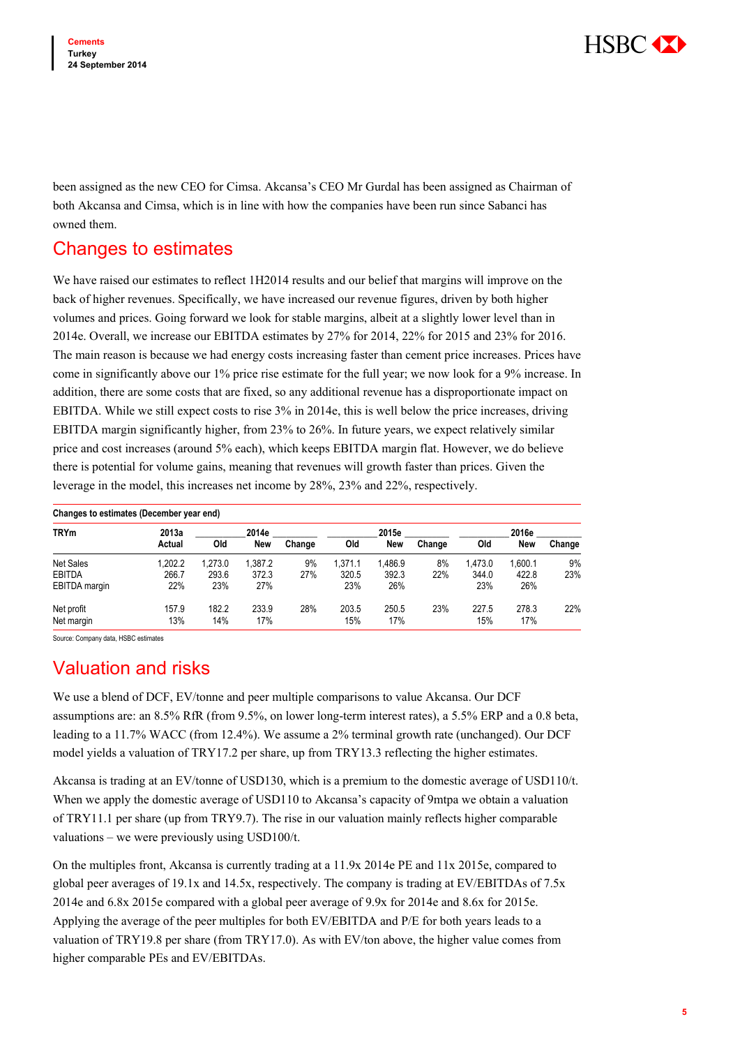been assigned as the new CEO for Cimsa. Akcansa's CEO Mr Gurdal has been assigned as Chairman of both Akcansa and Cimsa, which is in line with how the companies have been run since Sabanci has owned them.

## Changes to estimates

We have raised our estimates to reflect 1H2014 results and our belief that margins will improve on the back of higher revenues. Specifically, we have increased our revenue figures, driven by both higher volumes and prices. Going forward we look for stable margins, albeit at a slightly lower level than in 2014e. Overall, we increase our EBITDA estimates by 27% for 2014, 22% for 2015 and 23% for 2016. The main reason is because we had energy costs increasing faster than cement price increases. Prices have come in significantly above our 1% price rise estimate for the full year; we now look for a 9% increase. In addition, there are some costs that are fixed, so any additional revenue has a disproportionate impact on EBITDA. While we still expect costs to rise 3% in 2014e, this is well below the price increases, driving EBITDA margin significantly higher, from 23% to 26%. In future years, we expect relatively similar price and cost increases (around 5% each), which keeps EBITDA margin flat. However, we do believe there is potential for volume gains, meaning that revenues will growth faster than prices. Given the leverage in the model, this increases net income by 28%, 23% and 22%, respectively.

**Changes to estimates (December year end)**

| TRYm | 2013a | 2014e | | | 2015e | | | 2016e | | |
|---|---|---|---|---|---|---|---|---|---|---|
| | Actual | Old | New | Change | Old | New | Change | Old | New | Change |
| Net Sales | 1,202.2 | 1,273.0 | 1,387.2 | 9% | 1,371.1 | 1,486.9 | 8% | 1,473.0 | 1,600.1 | 9% |
| EBITDA | 266.7 | 293.6 | 372.3 | 27% | 320.5 | 392.3 | 22% | 344.0 | 422.8 | 23% |
| EBITDA margin | 22% | 23% | 27% | | 23% | 26% | | 23% | 26% | |
| Net profit | 157.9 | 182.2 | 233.9 | 28% | 203.5 | 250.5 | 23% | 227.5 | 278.3 | 22% |
| Net margin | 13% | 14% | 17% | | 15% | 17% | | 15% | 17% | |

Source: Company data, HSBC estimates

## Valuation and risks

We use a blend of DCF, EV/tonne and peer multiple comparisons to value Akcansa. Our DCF assumptions are: an 8.5% RfR (from 9.5%, on lower long-term interest rates), a 5.5% ERP and a 0.8 beta, leading to a 11.7% WACC (from 12.4%). We assume a 2% terminal growth rate (unchanged). Our DCF model yields a valuation of TRY17.2 per share, up from TRY13.3 reflecting the higher estimates.

Akcansa is trading at an EV/tonne of USD130, which is a premium to the domestic average of USD110/t. When we apply the domestic average of USD110 to Akcansa's capacity of 9mtpa we obtain a valuation of TRY11.1 per share (up from TRY9.7). The rise in our valuation mainly reflects higher comparable valuations – we were previously using USD100/t.

On the multiples front, Akcansa is currently trading at a 11.9x 2014e PE and 11x 2015e, compared to global peer averages of 19.1x and 14.5x, respectively. The company is trading at EV/EBITDAs of 7.5x 2014e and 6.8x 2015e compared with a global peer average of 9.9x for 2014e and 8.6x for 2015e. Applying the average of the peer multiples for both EV/EBITDA and P/E for both years leads to a valuation of TRY19.8 per share (from TRY17.0). As with EV/ton above, the higher value comes from higher comparable PEs and EV/EBITDAs.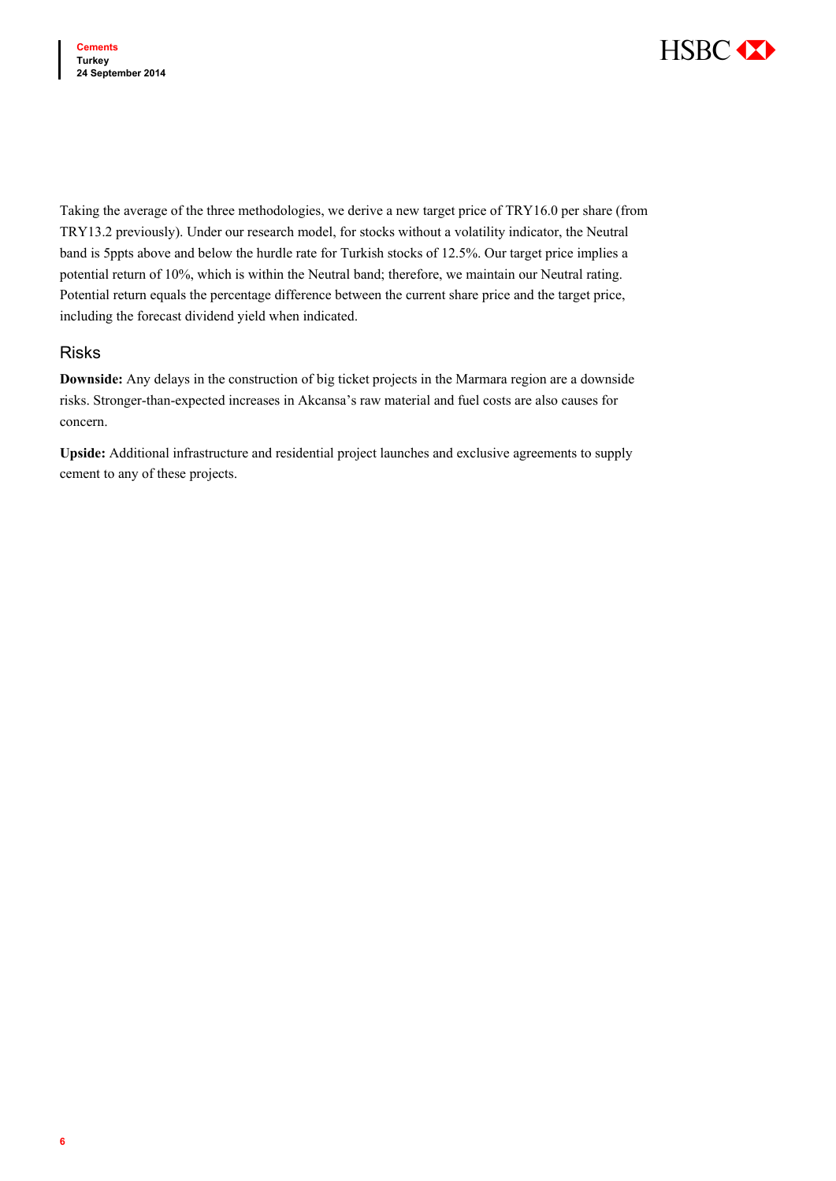Taking the average of the three methodologies, we derive a new target price of TRY16.0 per share (from TRY13.2 previously). Under our research model, for stocks without a volatility indicator, the Neutral band is 5ppts above and below the hurdle rate for Turkish stocks of 12.5%. Our target price implies a potential return of 10%, which is within the Neutral band; therefore, we maintain our Neutral rating. Potential return equals the percentage difference between the current share price and the target price, including the forecast dividend yield when indicated.

## Risks

**Downside:** Any delays in the construction of big ticket projects in the Marmara region are a downside risks. Stronger-than-expected increases in Akcansa's raw material and fuel costs are also causes for concern.

**Upside:** Additional infrastructure and residential project launches and exclusive agreements to supply cement to any of these projects.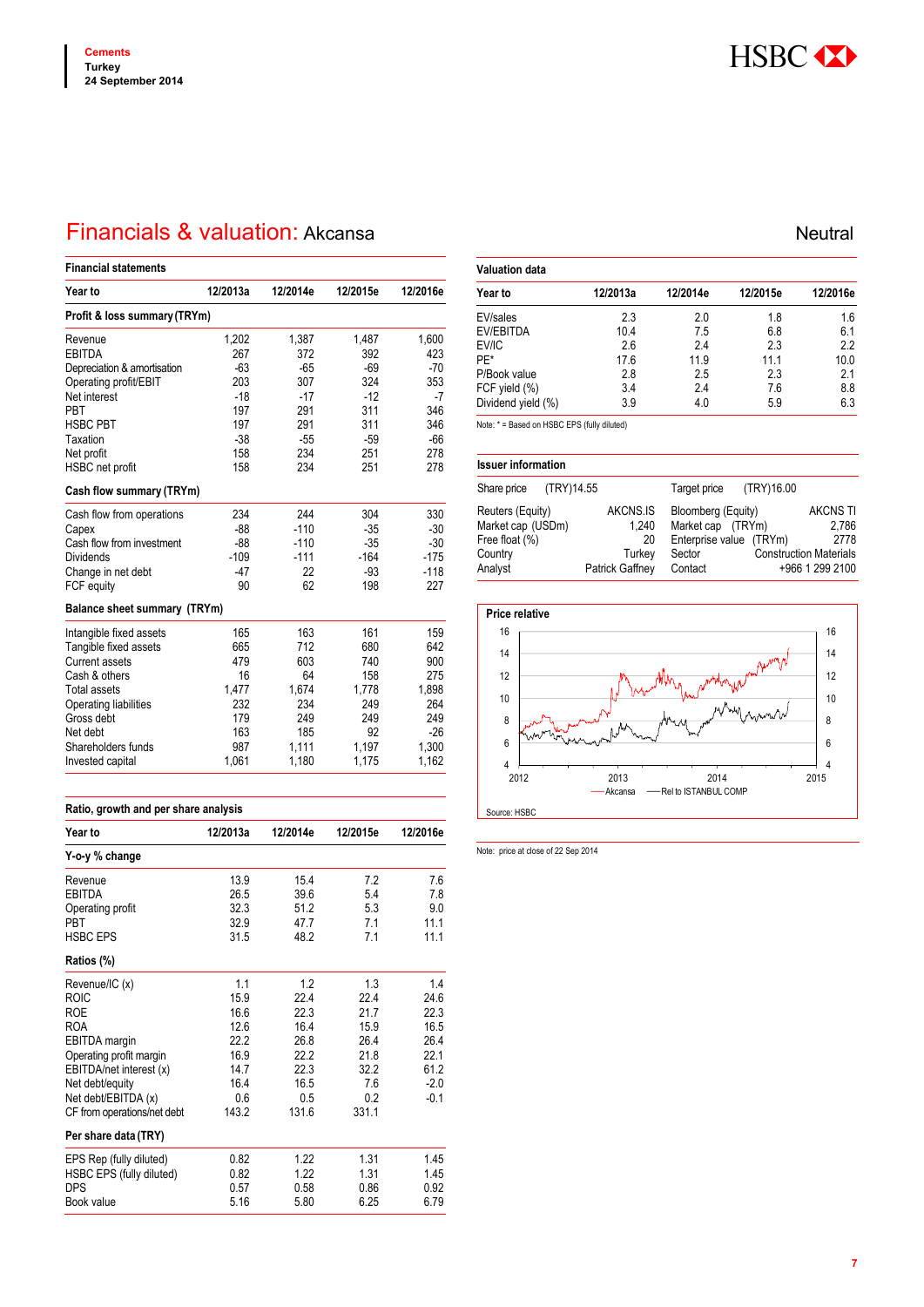# Financials & valuation: Akcansa

**Neutral**

## Financial statements

| Year to | 12/2013a | 12/2014e | 12/2015e | 12/2016e |
|---|---|---|---|---|
| **Profit & loss summary (TRYm)** | | | | |
| Revenue | 1,202 | 1,387 | 1,487 | 1,600 |
| EBITDA | 267 | 372 | 392 | 423 |
| Depreciation & amortisation | -63 | -65 | -69 | -70 |
| Operating profit/EBIT | 203 | 307 | 324 | 353 |
| Net interest | -18 | -17 | -12 | -7 |
| PBT | 197 | 291 | 311 | 346 |
| HSBC PBT | 197 | 291 | 311 | 346 |
| Taxation | -38 | -55 | -59 | -66 |
| Net profit | 158 | 234 | 251 | 278 |
| HSBC net profit | 158 | 234 | 251 | 278 |
| **Cash flow summary (TRYm)** | | | | |
| Cash flow from operations | 234 | 244 | 304 | 330 |
| Capex | -88 | -110 | -35 | -30 |
| Cash flow from investment | -88 | -110 | -35 | -30 |
| Dividends | -109 | -111 | -164 | -175 |
| Change in net debt | -47 | 22 | -93 | -118 |
| FCF equity | 90 | 62 | 198 | 227 |
| **Balance sheet summary (TRYm)** | | | | |
| Intangible fixed assets | 165 | 163 | 161 | 159 |
| Tangible fixed assets | 665 | 712 | 680 | 642 |
| Current assets | 479 | 603 | 740 | 900 |
| Cash & others | 16 | 64 | 158 | 275 |
| Total assets | 1,477 | 1,674 | 1,778 | 1,898 |
| Operating liabilities | 232 | 234 | 249 | 264 |
| Gross debt | 179 | 249 | 249 | 249 |
| Net debt | 163 | 185 | 92 | -26 |
| Shareholders funds | 987 | 1,111 | 1,197 | 1,300 |
| Invested capital | 1,061 | 1,180 | 1,175 | 1,162 |

## Ratio, growth and per share analysis

| Year to | 12/2013a | 12/2014e | 12/2015e | 12/2016e |
|---|---|---|---|---|
| **Y-o-y % change** | | | | |
| Revenue | 13.9 | 15.4 | 7.2 | 7.6 |
| EBITDA | 26.5 | 39.6 | 5.4 | 7.8 |
| Operating profit | 32.3 | 51.2 | 5.3 | 9.0 |
| PBT | 32.9 | 47.7 | 7.1 | 11.1 |
| HSBC EPS | 31.5 | 48.2 | 7.1 | 11.1 |
| **Ratios (%)** | | | | |
| Revenue/IC (x) | 1.1 | 1.2 | 1.3 | 1.4 |
| ROIC | 15.9 | 22.4 | 22.4 | 24.6 |
| ROE | 16.6 | 22.3 | 21.7 | 22.3 |
| ROA | 12.6 | 16.4 | 15.9 | 16.5 |
| EBITDA margin | 22.2 | 26.8 | 26.4 | 26.4 |
| Operating profit margin | 16.9 | 22.2 | 21.8 | 22.1 |
| EBITDA/net interest (x) | 14.7 | 22.3 | 32.2 | 61.2 |
| Net debt/equity | 16.4 | 16.5 | 7.6 | -2.0 |
| Net debt/EBITDA (x) | 0.6 | 0.5 | 0.2 | -0.1 |
| CF from operations/net debt | 143.2 | 131.6 | 331.1 | |
| **Per share data (TRY)** | | | | |
| EPS Rep (fully diluted) | 0.82 | 1.22 | 1.31 | 1.45 |
| HSBC EPS (fully diluted) | 0.82 | 1.22 | 1.31 | 1.45 |
| DPS | 0.57 | 0.58 | 0.86 | 0.92 |
| Book value | 5.16 | 5.80 | 6.25 | 6.79 |

## Valuation data

| Year to | 12/2013a | 12/2014e | 12/2015e | 12/2016e |
|---|---|---|---|---|
| EV/sales | 2.3 | 2.0 | 1.8 | 1.6 |
| EV/EBITDA | 10.4 | 7.5 | 6.8 | 6.1 |
| EV/IC | 2.6 | 2.4 | 2.3 | 2.2 |
| PE* | 17.6 | 11.9 | 11.1 | 10.0 |
| P/Book value | 2.8 | 2.5 | 2.3 | 2.1 |
| FCF yield (%) | 3.4 | 2.4 | 7.6 | 8.8 |
| Dividend yield (%) | 3.9 | 4.0 | 5.9 | 6.3 |

Note: * = Based on HSBC EPS (fully diluted)

## Issuer information

| | | | |
|---|---|---|---|
| Share price | (TRY)14.55 | Target price | (TRY)16.00 |
| Reuters (Equity) | AKCNS.IS | Bloomberg (Equity) | AKCNS TI |
| Market cap (USDm) | 1,240 | Market cap (TRYm) | 2,786 |
| Free float (%) | 20 | Enterprise value (TRYm) | 2778 |
| Country | Turkey | Sector | Construction Materials |
| Analyst | Patrick Gaffney | Contact | +966 1 299 2100 |

**Price relative**

Akcansa — Rel to ISTANBUL COMP

Source: HSBC

Note: price at close of 22 Sep 2014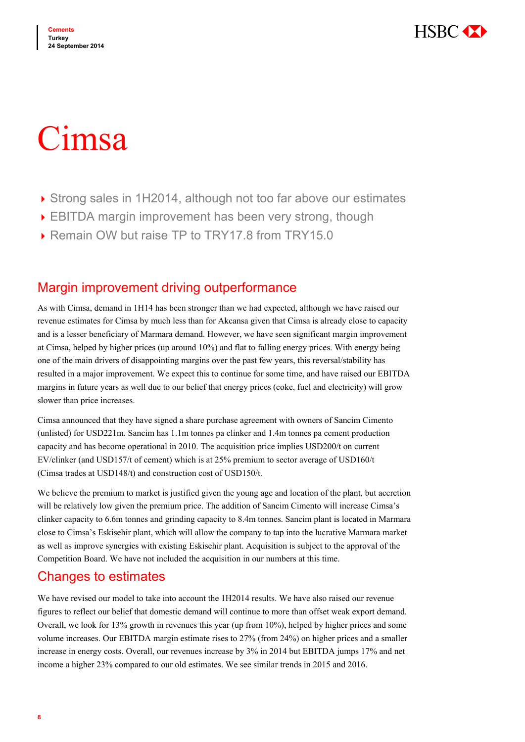# Cimsa

- Strong sales in 1H2014, although not too far above our estimates
- EBITDA margin improvement has been very strong, though
- Remain OW but raise TP to TRY17.8 from TRY15.0

## Margin improvement driving outperformance

As with Cimsa, demand in 1H14 has been stronger than we had expected, although we have raised our revenue estimates for Cimsa by much less than for Akcansa given that Cimsa is already close to capacity and is a lesser beneficiary of Marmara demand. However, we have seen significant margin improvement at Cimsa, helped by higher prices (up around 10%) and flat to falling energy prices. With energy being one of the main drivers of disappointing margins over the past few years, this reversal/stability has resulted in a major improvement. We expect this to continue for some time, and have raised our EBITDA margins in future years as well due to our belief that energy prices (coke, fuel and electricity) will grow slower than price increases.

Cimsa announced that they have signed a share purchase agreement with owners of Sancim Cimento (unlisted) for USD221m. Sancim has 1.1m tonnes pa clinker and 1.4m tonnes pa cement production capacity and has become operational in 2010. The acquisition price implies USD200/t on current EV/clinker (and USD157/t of cement) which is at 25% premium to sector average of USD160/t (Cimsa trades at USD148/t) and construction cost of USD150/t.

We believe the premium to market is justified given the young age and location of the plant, but accretion will be relatively low given the premium price. The addition of Sancim Cimento will increase Cimsa's clinker capacity to 6.6m tonnes and grinding capacity to 8.4m tonnes. Sancim plant is located in Marmara close to Cimsa's Eskisehir plant, which will allow the company to tap into the lucrative Marmara market as well as improve synergies with existing Eskisehir plant. Acquisition is subject to the approval of the Competition Board. We have not included the acquisition in our numbers at this time.

## Changes to estimates

We have revised our model to take into account the 1H2014 results. We have also raised our revenue figures to reflect our belief that domestic demand will continue to more than offset weak export demand. Overall, we look for 13% growth in revenues this year (up from 10%), helped by higher prices and some volume increases. Our EBITDA margin estimate rises to 27% (from 24%) on higher prices and a smaller increase in energy costs. Overall, our revenues increase by 3% in 2014 but EBITDA jumps 17% and net income a higher 23% compared to our old estimates. We see similar trends in 2015 and 2016.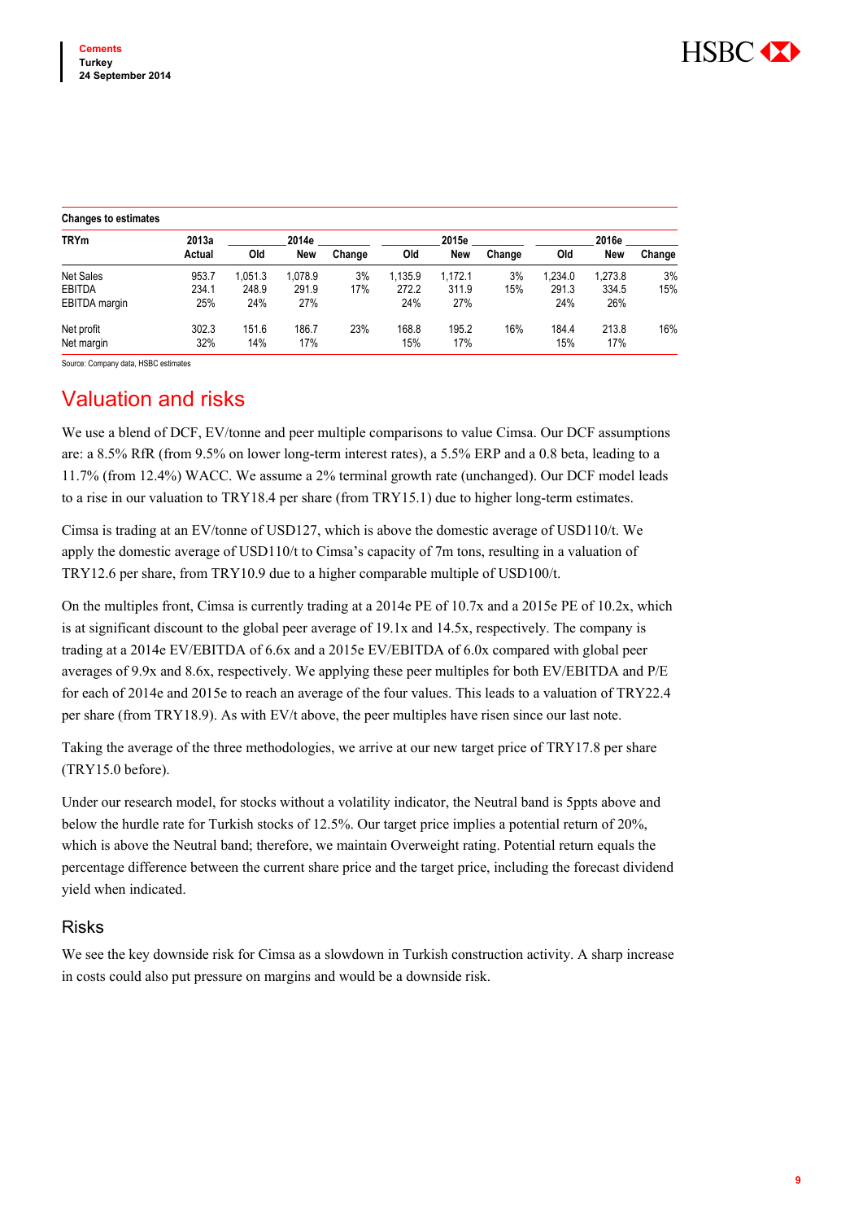**Changes to estimates**

| TRYm | 2013a | 2014e | | | 2015e | | | 2016e | | |
|---|---|---|---|---|---|---|---|---|---|---|
| | Actual | Old | New | Change | Old | New | Change | Old | New | Change |
| Net Sales | 953.7 | 1,051.3 | 1,078.9 | 3% | 1,135.9 | 1,172.1 | 3% | 1,234.0 | 1,273.8 | 3% |
| EBITDA | 234.1 | 248.9 | 291.9 | 17% | 272.2 | 311.9 | 15% | 291.3 | 334.5 | 15% |
| EBITDA margin | 25% | 24% | 27% | | 24% | 27% | | 24% | 26% | |
| Net profit | 302.3 | 151.6 | 186.7 | 23% | 168.8 | 195.2 | 16% | 184.4 | 213.8 | 16% |
| Net margin | 32% | 14% | 17% | | 15% | 17% | | 15% | 17% | |

Source: Company data, HSBC estimates

# Valuation and risks

We use a blend of DCF, EV/tonne and peer multiple comparisons to value Cimsa. Our DCF assumptions are: a 8.5% RfR (from 9.5% on lower long-term interest rates), a 5.5% ERP and a 0.8 beta, leading to a 11.7% (from 12.4%) WACC. We assume a 2% terminal growth rate (unchanged). Our DCF model leads to a rise in our valuation to TRY18.4 per share (from TRY15.1) due to higher long-term estimates.

Cimsa is trading at an EV/tonne of USD127, which is above the domestic average of USD110/t. We apply the domestic average of USD110/t to Cimsa's capacity of 7m tons, resulting in a valuation of TRY12.6 per share, from TRY10.9 due to a higher comparable multiple of USD100/t.

On the multiples front, Cimsa is currently trading at a 2014e PE of 10.7x and a 2015e PE of 10.2x, which is at significant discount to the global peer average of 19.1x and 14.5x, respectively. The company is trading at a 2014e EV/EBITDA of 6.6x and a 2015e EV/EBITDA of 6.0x compared with global peer averages of 9.9x and 8.6x, respectively. We applying these peer multiples for both EV/EBITDA and P/E for each of 2014e and 2015e to reach an average of the four values. This leads to a valuation of TRY22.4 per share (from TRY18.9). As with EV/t above, the peer multiples have risen since our last note.

Taking the average of the three methodologies, we arrive at our new target price of TRY17.8 per share (TRY15.0 before).

Under our research model, for stocks without a volatility indicator, the Neutral band is 5ppts above and below the hurdle rate for Turkish stocks of 12.5%. Our target price implies a potential return of 20%, which is above the Neutral band; therefore, we maintain Overweight rating. Potential return equals the percentage difference between the current share price and the target price, including the forecast dividend yield when indicated.

## Risks

We see the key downside risk for Cimsa as a slowdown in Turkish construction activity. A sharp increase in costs could also put pressure on margins and would be a downside risk.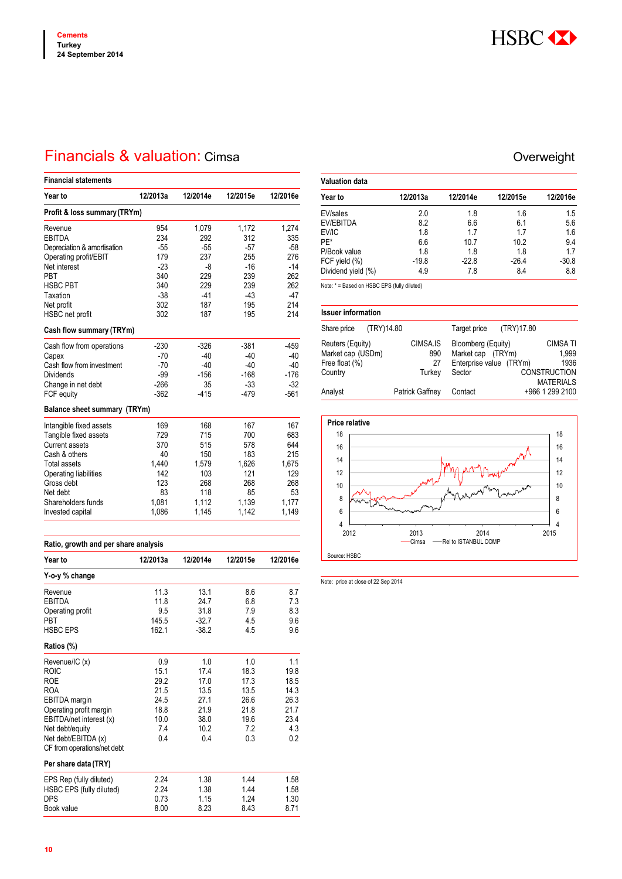# Financials & valuation: Cimsa

Overweight

## Financial statements

| Year to | 12/2013a | 12/2014e | 12/2015e | 12/2016e |
|---|---|---|---|---|
| **Profit & loss summary (TRYm)** | | | | |
| Revenue | 954 | 1,079 | 1,172 | 1,274 |
| EBITDA | 234 | 292 | 312 | 335 |
| Depreciation & amortisation | -55 | -55 | -57 | -58 |
| Operating profit/EBIT | 179 | 237 | 255 | 276 |
| Net interest | -23 | -8 | -16 | -14 |
| PBT | 340 | 229 | 239 | 262 |
| HSBC PBT | 340 | 229 | 239 | 262 |
| Taxation | -38 | -41 | -43 | -47 |
| Net profit | 302 | 187 | 195 | 214 |
| HSBC net profit | 302 | 187 | 195 | 214 |
| **Cash flow summary (TRYm)** | | | | |
| Cash flow from operations | -230 | -326 | -381 | -459 |
| Capex | -70 | -40 | -40 | -40 |
| Cash flow from investment | -70 | -40 | -40 | -40 |
| Dividends | -99 | -156 | -168 | -176 |
| Change in net debt | -266 | 35 | -33 | -32 |
| FCF equity | -362 | -415 | -479 | -561 |
| **Balance sheet summary (TRYm)** | | | | |
| Intangible fixed assets | 169 | 168 | 167 | 167 |
| Tangible fixed assets | 729 | 715 | 700 | 683 |
| Current assets | 370 | 515 | 578 | 644 |
| Cash & others | 40 | 150 | 183 | 215 |
| Total assets | 1,440 | 1,579 | 1,626 | 1,675 |
| Operating liabilities | 142 | 103 | 121 | 129 |
| Gross debt | 123 | 268 | 268 | 268 |
| Net debt | 83 | 118 | 85 | 53 |
| Shareholders funds | 1,081 | 1,112 | 1,139 | 1,177 |
| Invested capital | 1,086 | 1,145 | 1,142 | 1,149 |

## Ratio, growth and per share analysis

| Year to | 12/2013a | 12/2014e | 12/2015e | 12/2016e |
|---|---|---|---|---|
| **Y-o-y % change** | | | | |
| Revenue | 11.3 | 13.1 | 8.6 | 8.7 |
| EBITDA | 11.8 | 24.7 | 6.8 | 7.3 |
| Operating profit | 9.5 | 31.8 | 7.9 | 8.3 |
| PBT | 145.5 | -32.7 | 4.5 | 9.6 |
| HSBC EPS | 162.1 | -38.2 | 4.5 | 9.6 |
| **Ratios (%)** | | | | |
| Revenue/IC (x) | 0.9 | 1.0 | 1.0 | 1.1 |
| ROIC | 15.1 | 17.4 | 18.3 | 19.8 |
| ROE | 29.2 | 17.0 | 17.3 | 18.5 |
| ROA | 21.5 | 13.5 | 13.5 | 14.3 |
| EBITDA margin | 24.5 | 27.1 | 26.6 | 26.3 |
| Operating profit margin | 18.8 | 21.9 | 21.8 | 21.7 |
| EBITDA/net interest (x) | 10.0 | 38.0 | 19.6 | 23.4 |
| Net debt/equity | 7.4 | 10.2 | 7.2 | 4.3 |
| Net debt/EBITDA (x) | 0.4 | 0.4 | 0.3 | 0.2 |
| CF from operations/net debt | | | | |
| **Per share data (TRY)** | | | | |
| EPS Rep (fully diluted) | 2.24 | 1.38 | 1.44 | 1.58 |
| HSBC EPS (fully diluted) | 2.24 | 1.38 | 1.44 | 1.58 |
| DPS | 0.73 | 1.15 | 1.24 | 1.30 |
| Book value | 8.00 | 8.23 | 8.43 | 8.71 |

## Valuation data

| Year to | 12/2013a | 12/2014e | 12/2015e | 12/2016e |
|---|---|---|---|---|
| EV/sales | 2.0 | 1.8 | 1.6 | 1.5 |
| EV/EBITDA | 8.2 | 6.6 | 6.1 | 5.6 |
| EV/IC | 1.8 | 1.7 | 1.7 | 1.6 |
| PE* | 6.6 | 10.7 | 10.2 | 9.4 |
| P/Book value | 1.8 | 1.8 | 1.8 | 1.7 |
| FCF yield (%) | -19.8 | -22.8 | -26.4 | -30.8 |
| Dividend yield (%) | 4.9 | 7.8 | 8.4 | 8.8 |

Note: * = Based on HSBC EPS (fully diluted)

## Issuer information

| | | | |
|---|---|---|---|
| Share price | (TRY)14.80 | Target price | (TRY)17.80 |
| Reuters (Equity) | CIMSA.IS | Bloomberg (Equity) | CIMSA TI |
| Market cap (USDm) | 890 | Market cap (TRYm) | 1,999 |
| Free float (%) | 27 | Enterprise value (TRYm) | 1936 |
| Country | Turkey | Sector | CONSTRUCTION MATERIALS |
| Analyst | Patrick Gaffney | Contact | +966 1 299 2100 |

**Price relative**

Source: HSBC

Note: price at close of 22 Sep 2014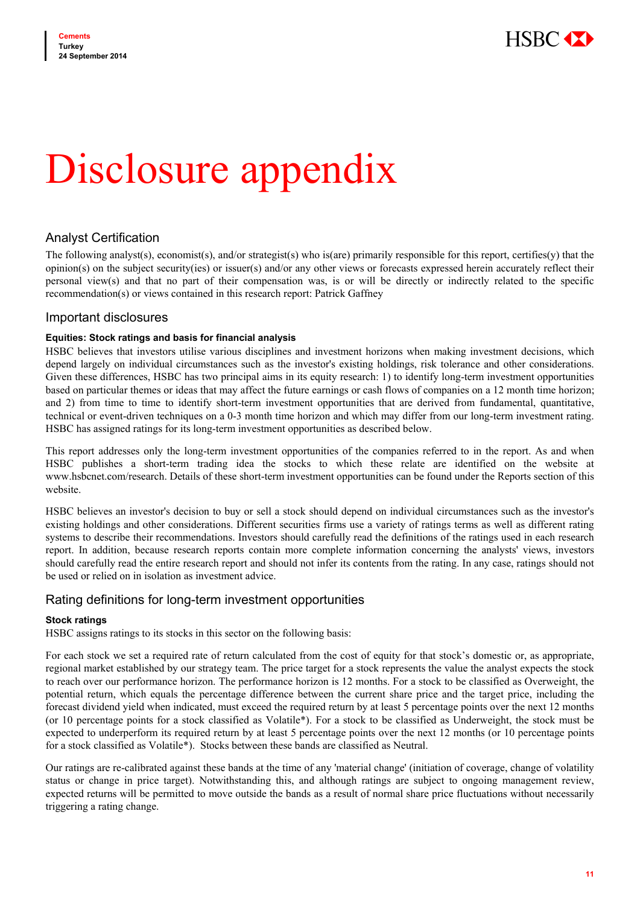# Disclosure appendix

## Analyst Certification

The following analyst(s), economist(s), and/or strategist(s) who is(are) primarily responsible for this report, certifies(y) that the opinion(s) on the subject security(ies) or issuer(s) and/or any other views or forecasts expressed herein accurately reflect their personal view(s) and that no part of their compensation was, is or will be directly or indirectly related to the specific recommendation(s) or views contained in this research report: Patrick Gaffney

## Important disclosures

### Equities: Stock ratings and basis for financial analysis

HSBC believes that investors utilise various disciplines and investment horizons when making investment decisions, which depend largely on individual circumstances such as the investor's existing holdings, risk tolerance and other considerations. Given these differences, HSBC has two principal aims in its equity research: 1) to identify long-term investment opportunities based on particular themes or ideas that may affect the future earnings or cash flows of companies on a 12 month time horizon; and 2) from time to time to identify short-term investment opportunities that are derived from fundamental, quantitative, technical or event-driven techniques on a 0-3 month time horizon and which may differ from our long-term investment rating. HSBC has assigned ratings for its long-term investment opportunities as described below.

This report addresses only the long-term investment opportunities of the companies referred to in the report. As and when HSBC publishes a short-term trading idea the stocks to which these relate are identified on the website at www.hsbcnet.com/research. Details of these short-term investment opportunities can be found under the Reports section of this website.

HSBC believes an investor's decision to buy or sell a stock should depend on individual circumstances such as the investor's existing holdings and other considerations. Different securities firms use a variety of ratings terms as well as different rating systems to describe their recommendations. Investors should carefully read the definitions of the ratings used in each research report. In addition, because research reports contain more complete information concerning the analysts' views, investors should carefully read the entire research report and should not infer its contents from the rating. In any case, ratings should not be used or relied on in isolation as investment advice.

## Rating definitions for long-term investment opportunities

### Stock ratings

HSBC assigns ratings to its stocks in this sector on the following basis:

For each stock we set a required rate of return calculated from the cost of equity for that stock's domestic or, as appropriate, regional market established by our strategy team. The price target for a stock represents the value the analyst expects the stock to reach over our performance horizon. The performance horizon is 12 months. For a stock to be classified as Overweight, the potential return, which equals the percentage difference between the current share price and the target price, including the forecast dividend yield when indicated, must exceed the required return by at least 5 percentage points over the next 12 months (or 10 percentage points for a stock classified as Volatile*). For a stock to be classified as Underweight, the stock must be expected to underperform its required return by at least 5 percentage points over the next 12 months (or 10 percentage points for a stock classified as Volatile*). Stocks between these bands are classified as Neutral.

Our ratings are re-calibrated against these bands at the time of any 'material change' (initiation of coverage, change of volatility status or change in price target). Notwithstanding this, and although ratings are subject to ongoing management review, expected returns will be permitted to move outside the bands as a result of normal share price fluctuations without necessarily triggering a rating change.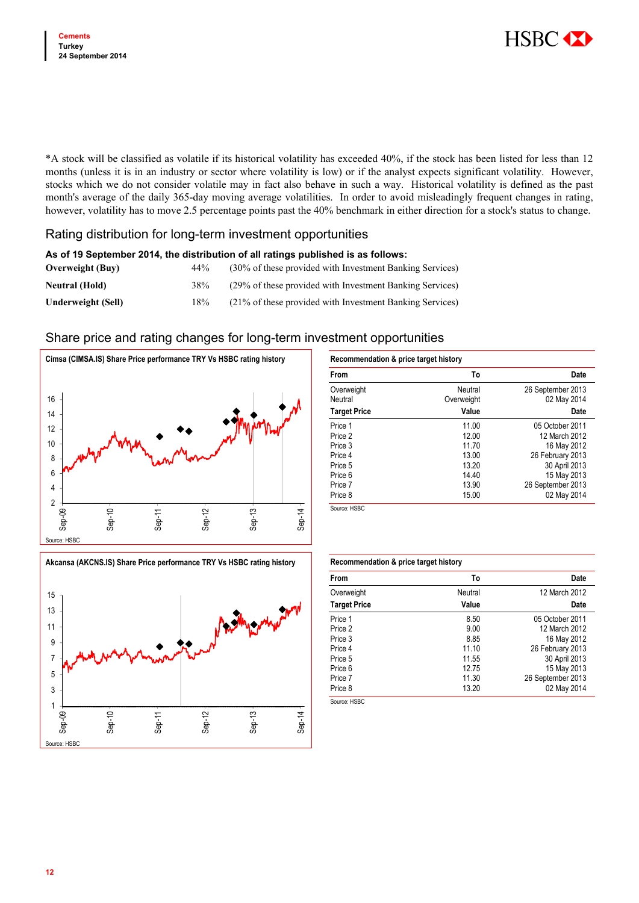*A stock will be classified as volatile if its historical volatility has exceeded 40%, if the stock has been listed for less than 12 months (unless it is in an industry or sector where volatility is low) or if the analyst expects significant volatility. However, stocks which we do not consider volatile may in fact also behave in such a way. Historical volatility is defined as the past month's average of the daily 365-day moving average volatilities. In order to avoid misleadingly frequent changes in rating, however, volatility has to move 2.5 percentage points past the 40% benchmark in either direction for a stock's status to change.

## Rating distribution for long-term investment opportunities

**As of 19 September 2014, the distribution of all ratings published is as follows:**

| | | |
|---|---|---|
| **Overweight (Buy)** | 44% | (30% of these provided with Investment Banking Services) |
| **Neutral (Hold)** | 38% | (29% of these provided with Investment Banking Services) |
| **Underweight (Sell)** | 18% | (21% of these provided with Investment Banking Services) |

## Share price and rating changes for long-term investment opportunities

**Cimsa (CIMSA.IS) Share Price performance TRY Vs HSBC rating history**

Source: HSBC

**Recommendation & price target history**

| From | To | Date |
|---|---|---|
| Overweight | Neutral | 26 September 2013 |
| Neutral | Overweight | 02 May 2014 |
| **Target Price** | **Value** | **Date** |
| Price 1 | 11.00 | 05 October 2011 |
| Price 2 | 12.00 | 12 March 2012 |
| Price 3 | 11.70 | 16 May 2012 |
| Price 4 | 13.00 | 26 February 2013 |
| Price 5 | 13.20 | 30 April 2013 |
| Price 6 | 14.40 | 15 May 2013 |
| Price 7 | 13.90 | 26 September 2013 |
| Price 8 | 15.00 | 02 May 2014 |

Source: HSBC

**Akcansa (AKCNS.IS) Share Price performance TRY Vs HSBC rating history**

Source: HSBC

**Recommendation & price target history**

| From | To | Date |
|---|---|---|
| Overweight | Neutral | 12 March 2012 |
| **Target Price** | **Value** | **Date** |
| Price 1 | 8.50 | 05 October 2011 |
| Price 2 | 9.00 | 12 March 2012 |
| Price 3 | 8.85 | 16 May 2012 |
| Price 4 | 11.10 | 26 February 2013 |
| Price 5 | 11.55 | 30 April 2013 |
| Price 6 | 12.75 | 15 May 2013 |
| Price 7 | 11.30 | 26 September 2013 |
| Price 8 | 13.20 | 02 May 2014 |

Source: HSBC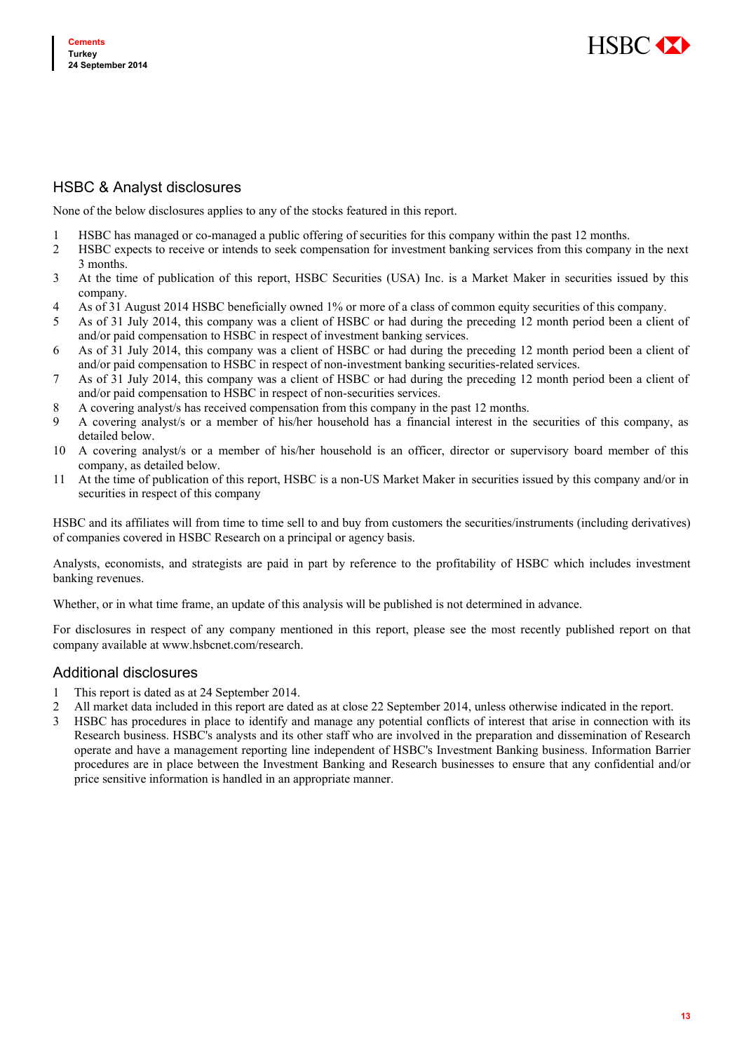## HSBC & Analyst disclosures

None of the below disclosures applies to any of the stocks featured in this report.

1. HSBC has managed or co-managed a public offering of securities for this company within the past 12 months.
2. HSBC expects to receive or intends to seek compensation for investment banking services from this company in the next 3 months.
3. At the time of publication of this report, HSBC Securities (USA) Inc. is a Market Maker in securities issued by this company.
4. As of 31 August 2014 HSBC beneficially owned 1% or more of a class of common equity securities of this company.
5. As of 31 July 2014, this company was a client of HSBC or had during the preceding 12 month period been a client of and/or paid compensation to HSBC in respect of investment banking services.
6. As of 31 July 2014, this company was a client of HSBC or had during the preceding 12 month period been a client of and/or paid compensation to HSBC in respect of non-investment banking securities-related services.
7. As of 31 July 2014, this company was a client of HSBC or had during the preceding 12 month period been a client of and/or paid compensation to HSBC in respect of non-securities services.
8. A covering analyst/s has received compensation from this company in the past 12 months.
9. A covering analyst/s or a member of his/her household has a financial interest in the securities of this company, as detailed below.
10. A covering analyst/s or a member of his/her household is an officer, director or supervisory board member of this company, as detailed below.
11. At the time of publication of this report, HSBC is a non-US Market Maker in securities issued by this company and/or in securities in respect of this company

HSBC and its affiliates will from time to time sell to and buy from customers the securities/instruments (including derivatives) of companies covered in HSBC Research on a principal or agency basis.

Analysts, economists, and strategists are paid in part by reference to the profitability of HSBC which includes investment banking revenues.

Whether, or in what time frame, an update of this analysis will be published is not determined in advance.

For disclosures in respect of any company mentioned in this report, please see the most recently published report on that company available at www.hsbcnet.com/research.

## Additional disclosures

1. This report is dated as at 24 September 2014.
2. All market data included in this report are dated as at close 22 September 2014, unless otherwise indicated in the report.
3. HSBC has procedures in place to identify and manage any potential conflicts of interest that arise in connection with its Research business. HSBC's analysts and its other staff who are involved in the preparation and dissemination of Research operate and have a management reporting line independent of HSBC's Investment Banking business. Information Barrier procedures are in place between the Investment Banking and Research businesses to ensure that any confidential and/or price sensitive information is handled in an appropriate manner.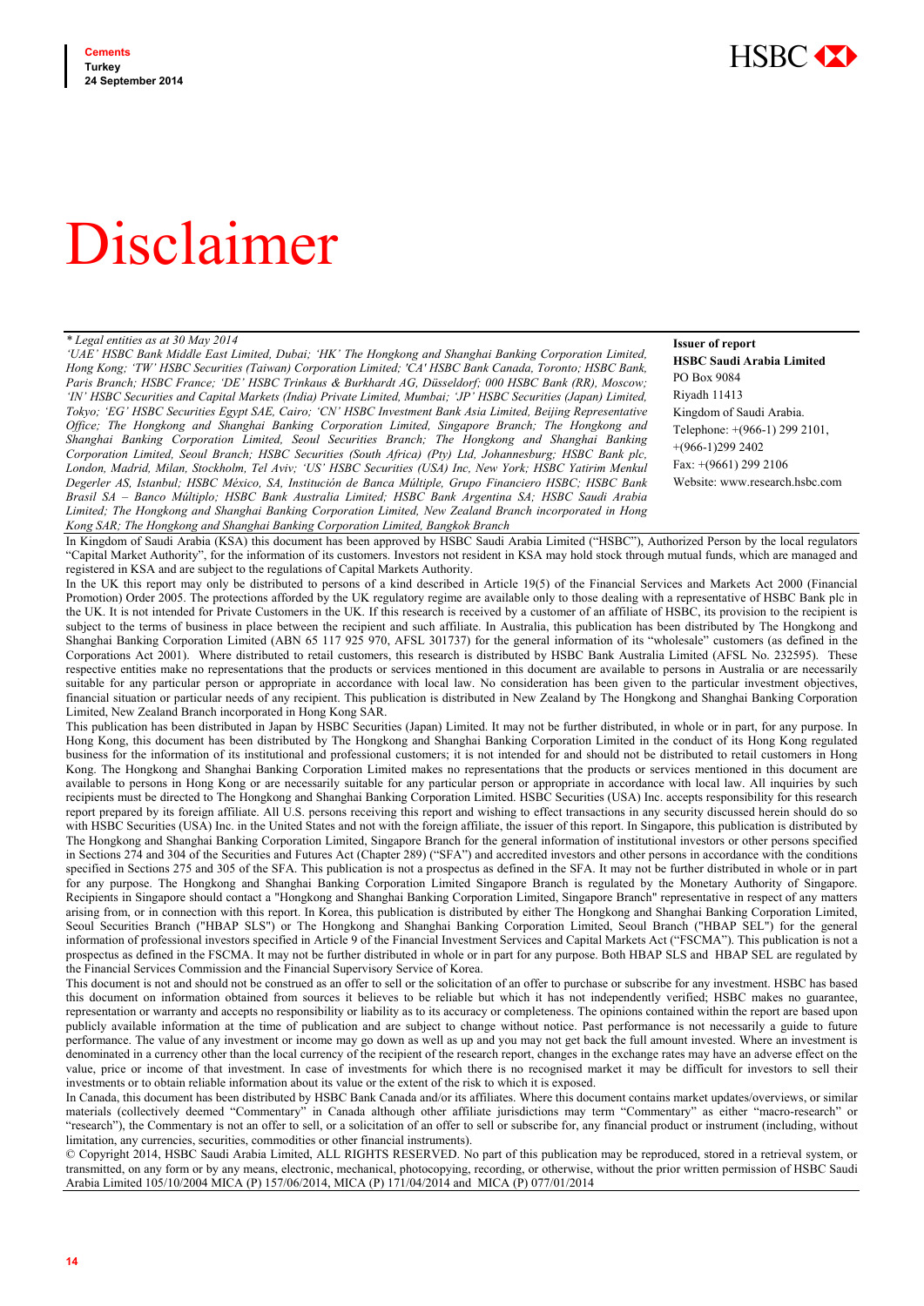# Disclaimer

*\* Legal entities as at 30 May 2014*
*'UAE' HSBC Bank Middle East Limited, Dubai; 'HK' The Hongkong and Shanghai Banking Corporation Limited, Hong Kong; 'TW' HSBC Securities (Taiwan) Corporation Limited; 'CA' HSBC Bank Canada, Toronto; HSBC Bank, Paris Branch; HSBC France; 'DE' HSBC Trinkaus & Burkhardt AG, Düsseldorf; 000 HSBC Bank (RR), Moscow; 'IN' HSBC Securities and Capital Markets (India) Private Limited, Mumbai; 'JP' HSBC Securities (Japan) Limited, Tokyo; 'EG' HSBC Securities Egypt SAE, Cairo; 'CN' HSBC Investment Bank Asia Limited, Beijing Representative Office; The Hongkong and Shanghai Banking Corporation Limited, Singapore Branch; The Hongkong and Shanghai Banking Corporation Limited, Seoul Securities Branch; The Hongkong and Shanghai Banking Corporation Limited, Seoul Branch; HSBC Securities (South Africa) (Pty) Ltd, Johannesburg; HSBC Bank plc, London, Madrid, Milan, Stockholm, Tel Aviv; 'US' HSBC Securities (USA) Inc, New York; HSBC Yatirim Menkul Degerler AS, Istanbul; HSBC México, SA, Institución de Banca Múltiple, Grupo Financiero HSBC; HSBC Bank Brasil SA – Banco Múltiplo; HSBC Bank Australia Limited; HSBC Bank Argentina SA; HSBC Saudi Arabia Limited; The Hongkong and Shanghai Banking Corporation Limited, New Zealand Branch incorporated in Hong Kong SAR; The Hongkong and Shanghai Banking Corporation Limited, Bangkok Branch*

**Issuer of report**
**HSBC Saudi Arabia Limited**
PO Box 9084
Riyadh 11413
Kingdom of Saudi Arabia.
Telephone: +(966-1) 299 2101, +(966-1)299 2402
Fax: +(9661) 299 2106
Website: www.research.hsbc.com

In Kingdom of Saudi Arabia (KSA) this document has been approved by HSBC Saudi Arabia Limited ("HSBC"), Authorized Person by the local regulators "Capital Market Authority", for the information of its customers. Investors not resident in KSA may hold stock through mutual funds, which are managed and registered in KSA and are subject to the regulations of Capital Markets Authority.

In the UK this report may only be distributed to persons of a kind described in Article 19(5) of the Financial Services and Markets Act 2000 (Financial Promotion) Order 2005. The protections afforded by the UK regulatory regime are available only to those dealing with a representative of HSBC Bank plc in the UK. It is not intended for Private Customers in the UK. If this research is received by a customer of an affiliate of HSBC, its provision to the recipient is subject to the terms of business in place between the recipient and such affiliate. In Australia, this publication has been distributed by The Hongkong and Shanghai Banking Corporation Limited (ABN 65 117 925 970, AFSL 301737) for the general information of its "wholesale" customers (as defined in the Corporations Act 2001). Where distributed to retail customers, this research is distributed by HSBC Bank Australia Limited (AFSL No. 232595). These respective entities make no representations that the products or services mentioned in this document are available to persons in Australia or are necessarily suitable for any particular person or appropriate in accordance with local law. No consideration has been given to the particular investment objectives, financial situation or particular needs of any recipient. This publication is distributed in New Zealand by The Hongkong and Shanghai Banking Corporation Limited, New Zealand Branch incorporated in Hong Kong SAR.

This publication has been distributed in Japan by HSBC Securities (Japan) Limited. It may not be further distributed, in whole or in part, for any purpose. In Hong Kong, this document has been distributed by The Hongkong and Shanghai Banking Corporation Limited in the conduct of its Hong Kong regulated business for the information of its institutional and professional customers; it is not intended for and should not be distributed to retail customers in Hong Kong. The Hongkong and Shanghai Banking Corporation Limited makes no representations that the products or services mentioned in this document are available to persons in Hong Kong or are necessarily suitable for any particular person or appropriate in accordance with local law. All inquiries by such recipients must be directed to The Hongkong and Shanghai Banking Corporation Limited. HSBC Securities (USA) Inc. accepts responsibility for this research report prepared by its foreign affiliate. All U.S. persons receiving this report and wishing to effect transactions in any security discussed herein should do so with HSBC Securities (USA) Inc. in the United States and not with the foreign affiliate, the issuer of this report. In Singapore, this publication is distributed by The Hongkong and Shanghai Banking Corporation Limited, Singapore Branch for the general information of institutional investors or other persons specified in Sections 274 and 304 of the Securities and Futures Act (Chapter 289) ("SFA") and accredited investors and other persons in accordance with the conditions specified in Sections 275 and 305 of the SFA. This publication is not a prospectus as defined in the SFA. It may not be further distributed in whole or in part for any purpose. The Hongkong and Shanghai Banking Corporation Limited Singapore Branch is regulated by the Monetary Authority of Singapore. Recipients in Singapore should contact a "Hongkong and Shanghai Banking Corporation Limited, Singapore Branch" representative in respect of any matters arising from, or in connection with this report. In Korea, this publication is distributed by either The Hongkong and Shanghai Banking Corporation Limited, Seoul Securities Branch ("HBAP SLS") or The Hongkong and Shanghai Banking Corporation Limited, Seoul Branch ("HBAP SEL") for the general information of professional investors specified in Article 9 of the Financial Investment Services and Capital Markets Act ("FSCMA"). This publication is not a prospectus as defined in the FSCMA. It may not be further distributed in whole or in part for any purpose. Both HBAP SLS and HBAP SEL are regulated by the Financial Services Commission and the Financial Supervisory Service of Korea.

This document is not and should not be construed as an offer to sell or the solicitation of an offer to purchase or subscribe for any investment. HSBC has based this document on information obtained from sources it believes to be reliable but which it has not independently verified; HSBC makes no guarantee, representation or warranty and accepts no responsibility or liability as to its accuracy or completeness. The opinions contained within the report are based upon publicly available information at the time of publication and are subject to change without notice. Past performance is not necessarily a guide to future performance. The value of any investment or income may go down as well as up and you may not get back the full amount invested. Where an investment is denominated in a currency other than the local currency of the recipient of the research report, changes in the exchange rates may have an adverse effect on the value, price or income of that investment. In case of investments for which there is no recognised market it may be difficult for investors to sell their investments or to obtain reliable information about its value or the extent of the risk to which it is exposed.

In Canada, this document has been distributed by HSBC Bank Canada and/or its affiliates. Where this document contains market updates/overviews, or similar materials (collectively deemed "Commentary" in Canada although other affiliate jurisdictions may term "Commentary" as either "macro-research" or "research"), the Commentary is not an offer to sell, or a solicitation of an offer to sell or subscribe for, any financial product or instrument (including, without limitation, any currencies, securities, commodities or other financial instruments).

© Copyright 2014, HSBC Saudi Arabia Limited, ALL RIGHTS RESERVED. No part of this publication may be reproduced, stored in a retrieval system, or transmitted, on any form or by any means, electronic, mechanical, photocopying, recording, or otherwise, without the prior written permission of HSBC Saudi Arabia Limited 105/10/2004 MICA (P) 157/06/2014, MICA (P) 171/04/2014 and MICA (P) 077/01/2014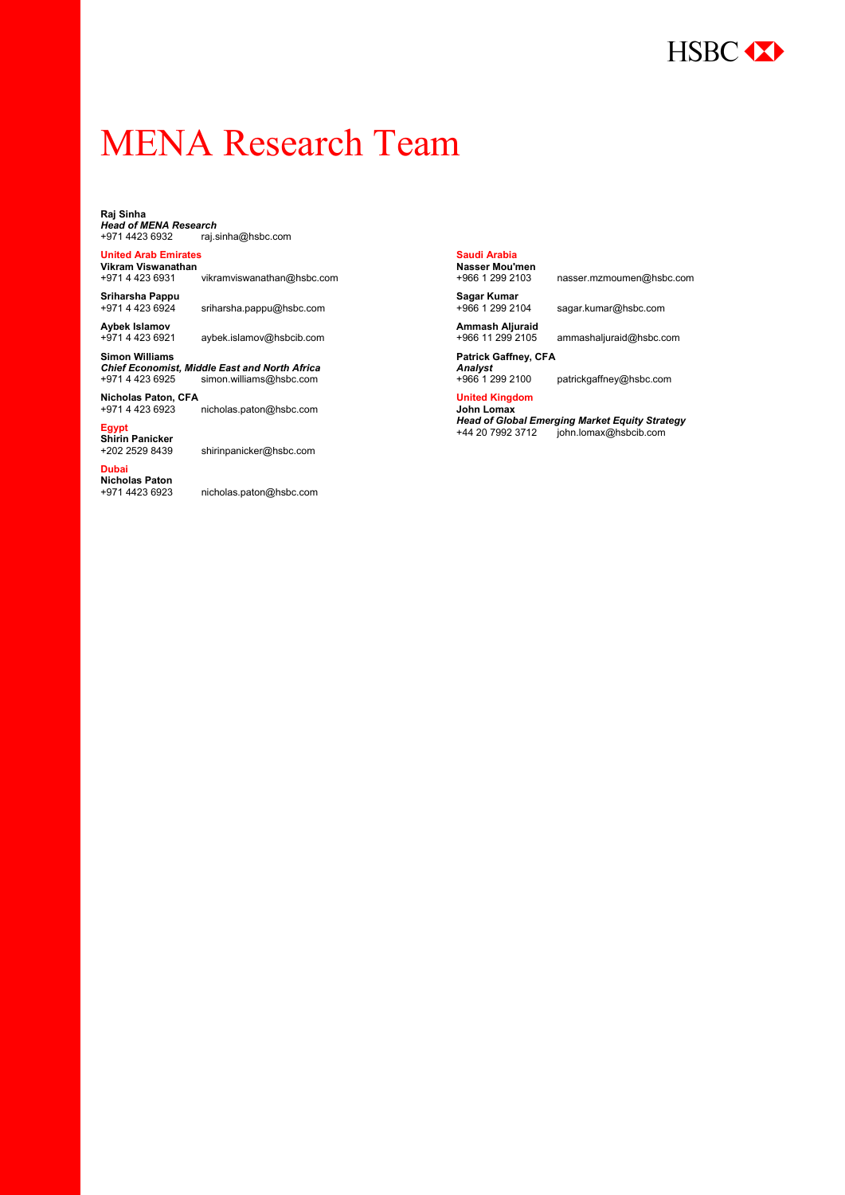# MENA Research Team

**Raj Sinha**
***Head of MENA Research***
+971 4423 6932 raj.sinha@hsbc.com

**United Arab Emirates**

**Vikram Viswanathan**
+971 4 423 6931 vikramviswanathan@hsbc.com

**Sriharsha Pappu**
+971 4 423 6924 sriharsha.pappu@hsbc.com

**Aybek Islamov**
+971 4 423 6921 aybek.islamov@hsbcib.com

**Simon Williams**
***Chief Economist, Middle East and North Africa***
+971 4 423 6925 simon.williams@hsbc.com

**Nicholas Paton, CFA**
+971 4 423 6923 nicholas.paton@hsbc.com

**Egypt**

**Shirin Panicker**
+202 2529 8439 shirinpanicker@hsbc.com

**Dubai**

**Nicholas Paton**
+971 4423 6923 nicholas.paton@hsbc.com

**Saudi Arabia**

**Nasser Mou'men**
+966 1 299 2103 nasser.mzmoumen@hsbc.com

**Sagar Kumar**
+966 1 299 2104 sagar.kumar@hsbc.com

**Ammash Aljuraid**
+966 11 299 2105 ammashaljuraid@hsbc.com

**Patrick Gaffney, CFA**
***Analyst***
+966 1 299 2100 patrickgaffney@hsbc.com

**United Kingdom**

**John Lomax**
***Head of Global Emerging Market Equity Strategy***
+44 20 7992 3712 john.lomax@hsbcib.com